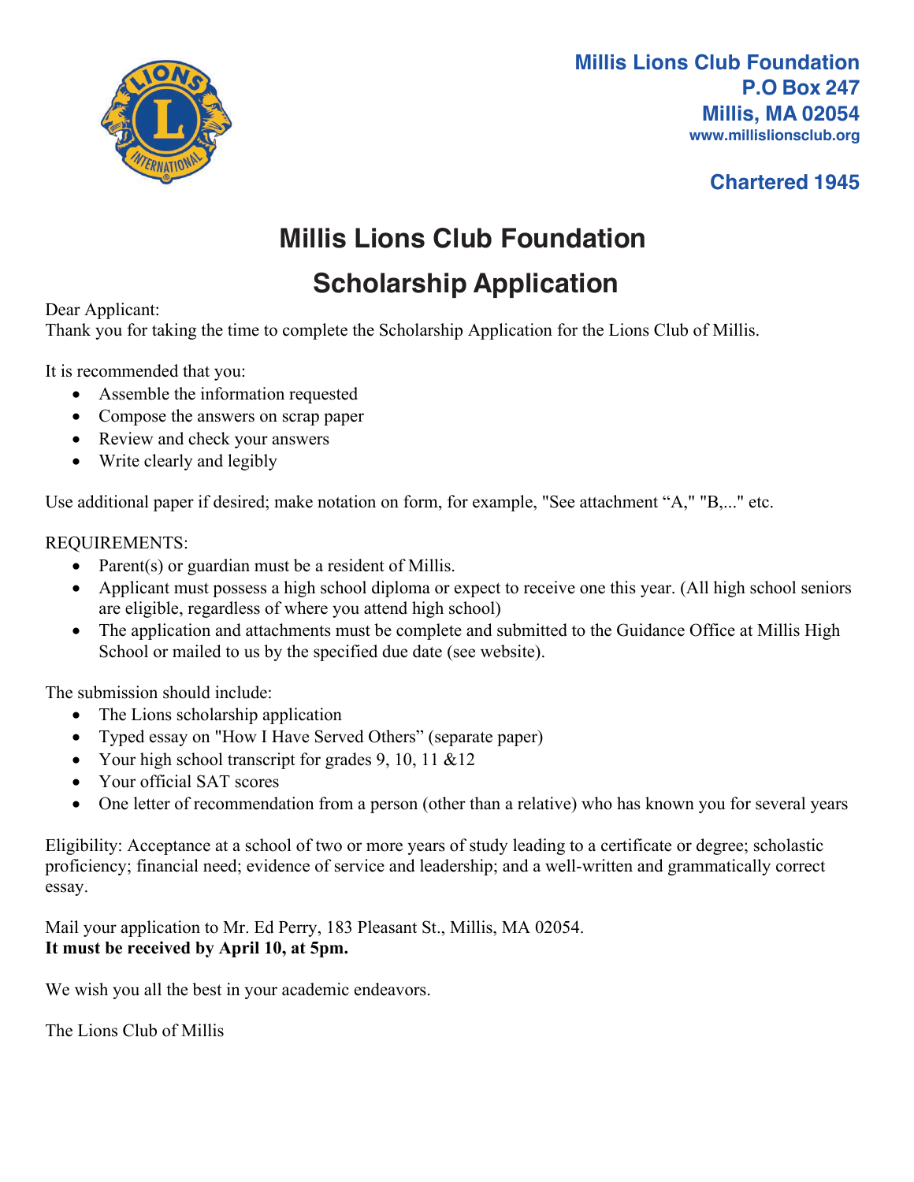**Millis Lions Club Foundation**
**P.O Box 247**
**Millis, MA 02054**
**www.millislionsclub.org**

**Chartered 1945**

# Millis Lions Club Foundation

## Scholarship Application

Dear Applicant:
Thank you for taking the time to complete the Scholarship Application for the Lions Club of Millis.

It is recommended that you:

- Assemble the information requested
- Compose the answers on scrap paper
- Review and check your answers
- Write clearly and legibly

Use additional paper if desired; make notation on form, for example, "See attachment "A," "B,..." etc.

REQUIREMENTS:

- Parent(s) or guardian must be a resident of Millis.
- Applicant must possess a high school diploma or expect to receive one this year. (All high school seniors are eligible, regardless of where you attend high school)
- The application and attachments must be complete and submitted to the Guidance Office at Millis High School or mailed to us by the specified due date (see website).

The submission should include:

- The Lions scholarship application
- Typed essay on "How I Have Served Others" (separate paper)
- Your high school transcript for grades 9, 10, 11 &12
- Your official SAT scores
- One letter of recommendation from a person (other than a relative) who has known you for several years

Eligibility: Acceptance at a school of two or more years of study leading to a certificate or degree; scholastic proficiency; financial need; evidence of service and leadership; and a well-written and grammatically correct essay.

Mail your application to Mr. Ed Perry, 183 Pleasant St., Millis, MA 02054.
**It must be received by April 10, at 5pm.**

We wish you all the best in your academic endeavors.

The Lions Club of Millis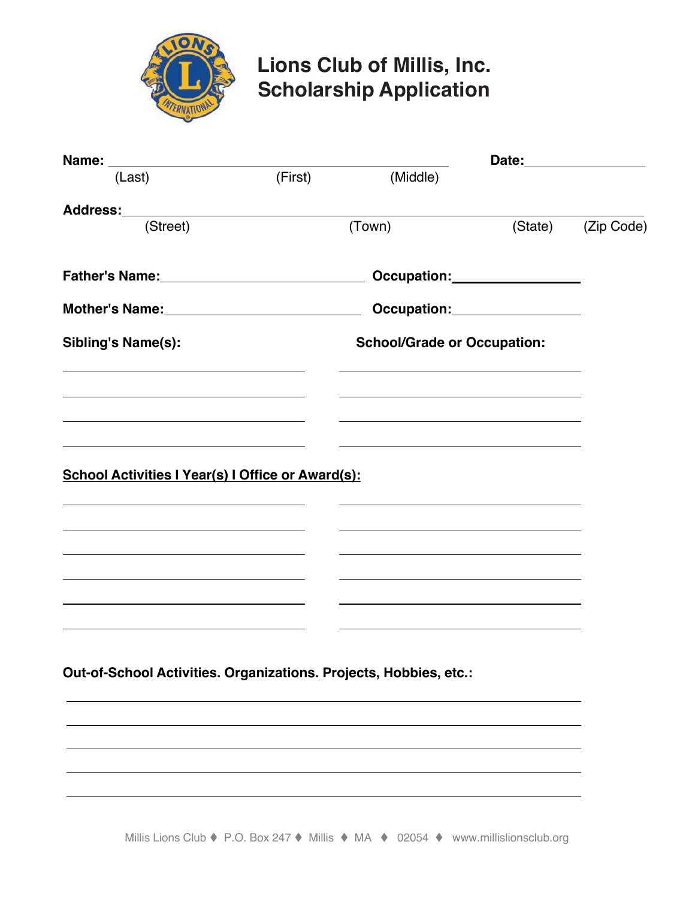# Lions Club of Millis, Inc.
# Scholarship Application

**Name:** ______________________________________________ **Date:** ______________

(Last) (First) (Middle)

**Address:** ____________________________________________________________

(Street) (Town) (State) (Zip Code)

**Father's Name:** ______________________ **Occupation:** ______________

**Mother's Name:** ______________________ **Occupation:** ______________

| Sibling's Name(s): | School/Grade or Occupation: |
| --- | --- |
| | |
| | |
| | |
| | |

**School Activities I Year(s) I Office or Award(s):**

| | |
| --- | --- |
| | |
| | |
| | |
| | |
| | |
| | |

**Out-of-School Activities. Organizations. Projects, Hobbies, etc.:**

_______________________________________________________________

_______________________________________________________________

_______________________________________________________________

_______________________________________________________________

_______________________________________________________________

Millis Lions Club ♦ P.O. Box 247 ♦ Millis ♦ MA ♦ 02054 ♦ www.millislionsclub.org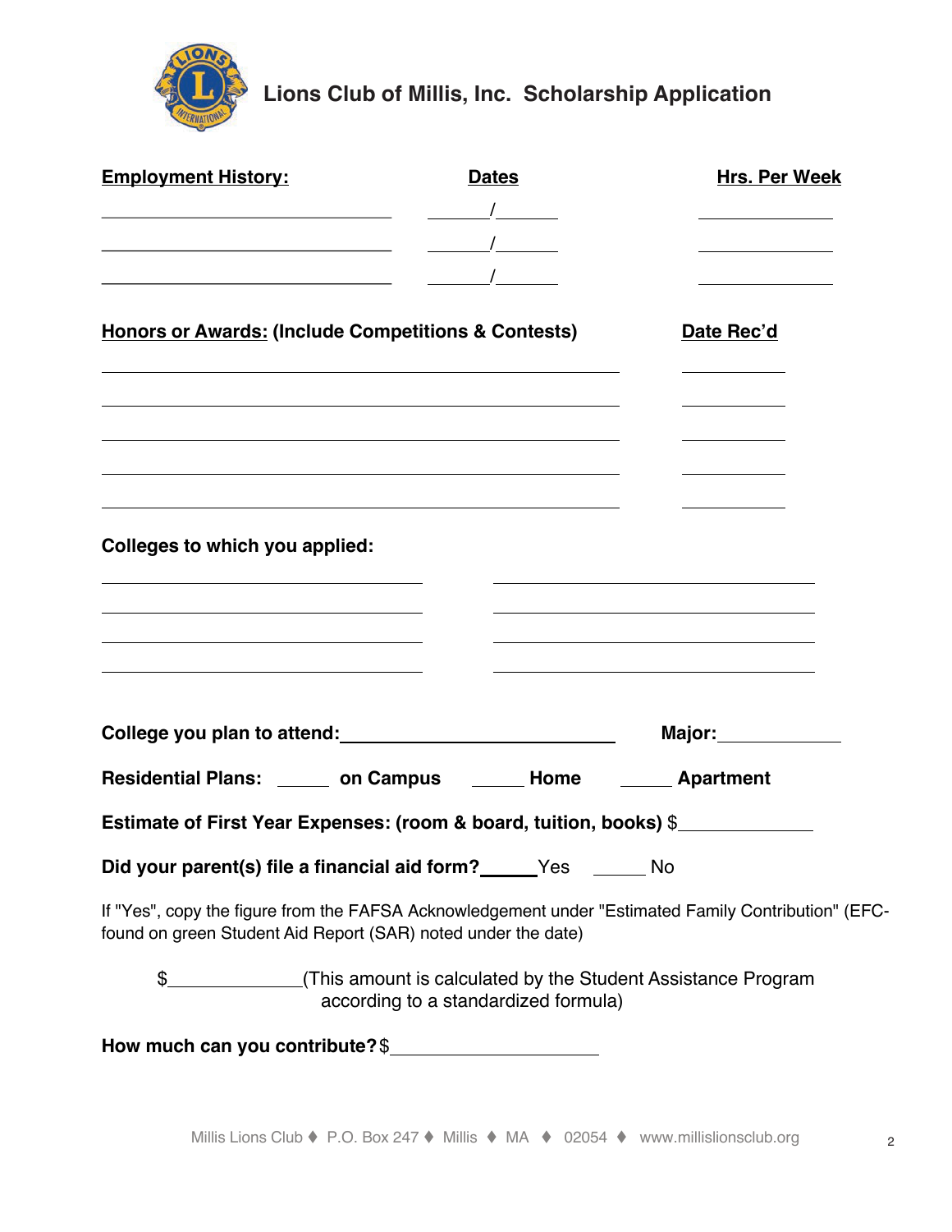# Lions Club of Millis, Inc. Scholarship Application

| **Employment History:** | **Dates** | **Hrs. Per Week** |
| --- | --- | --- |
| ____________________ | _____/_____ | __________ |
| ____________________ | _____/_____ | __________ |
| ____________________ | _____/_____ | __________ |

| **Honors or Awards:** (Include Competitions & Contests) | **Date Rec'd** |
| --- | --- |
| ________________________________ | __________ |
| ________________________________ | __________ |
| ________________________________ | __________ |
| ________________________________ | __________ |
| ________________________________ | __________ |

**Colleges to which you applied:**

| | |
| --- | --- |
| ____________________ | ____________________ |
| ____________________ | ____________________ |
| ____________________ | ____________________ |
| ____________________ | ____________________ |

**College you plan to attend:** ____________________ **Major:** __________

**Residential Plans:** _____ **on Campus** _____ **Home** _____ **Apartment**

**Estimate of First Year Expenses: (room & board, tuition, books)** $__________

**Did your parent(s) file a financial aid form?** _____ Yes _____ No

If "Yes", copy the figure from the FAFSA Acknowledgement under "Estimated Family Contribution" (EFC- found on green Student Aid Report (SAR) noted under the date)

$__________ (This amount is calculated by the Student Assistance Program according to a standardized formula)

**How much can you contribute?** $______________

Millis Lions Club ♦ P.O. Box 247 ♦ Millis ♦ MA ♦ 02054 ♦ www.millislionsclub.org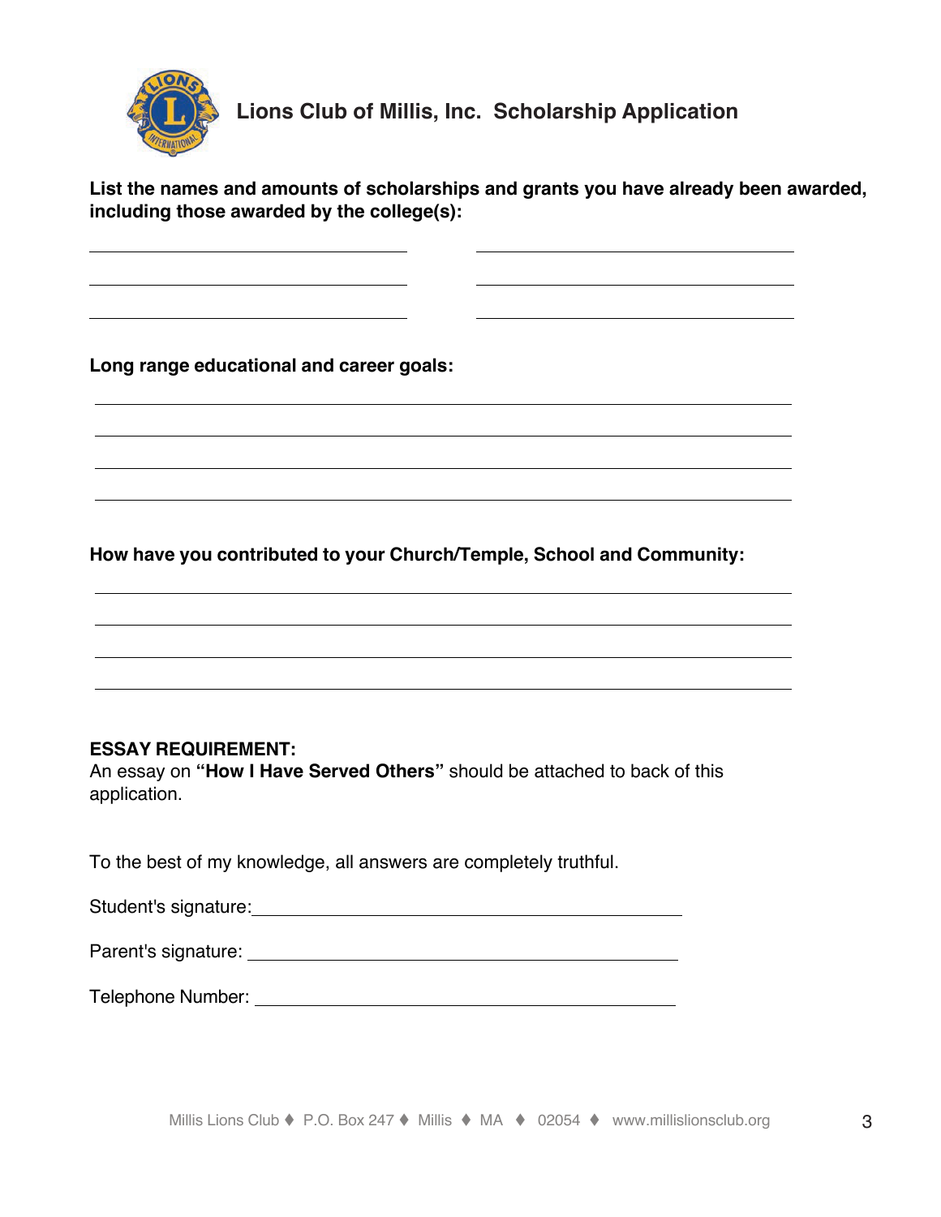# Lions Club of Millis, Inc. Scholarship Application

**List the names and amounts of scholarships and grants you have already been awarded, including those awarded by the college(s):**

______________________________ ______________________________

______________________________ ______________________________

______________________________ ______________________________

**Long range educational and career goals:**

________________________________________________________________

________________________________________________________________

________________________________________________________________

________________________________________________________________

**How have you contributed to your Church/Temple, School and Community:**

________________________________________________________________

________________________________________________________________

________________________________________________________________

________________________________________________________________

**ESSAY REQUIREMENT:**
An essay on **"How I Have Served Others"** should be attached to back of this application.

To the best of my knowledge, all answers are completely truthful.

Student's signature: ________________________________________

Parent's signature: ________________________________________

Telephone Number: ________________________________________

Millis Lions Club ♦ P.O. Box 247 ♦ Millis ♦ MA ♦ 02054 ♦ www.millislionsclub.org